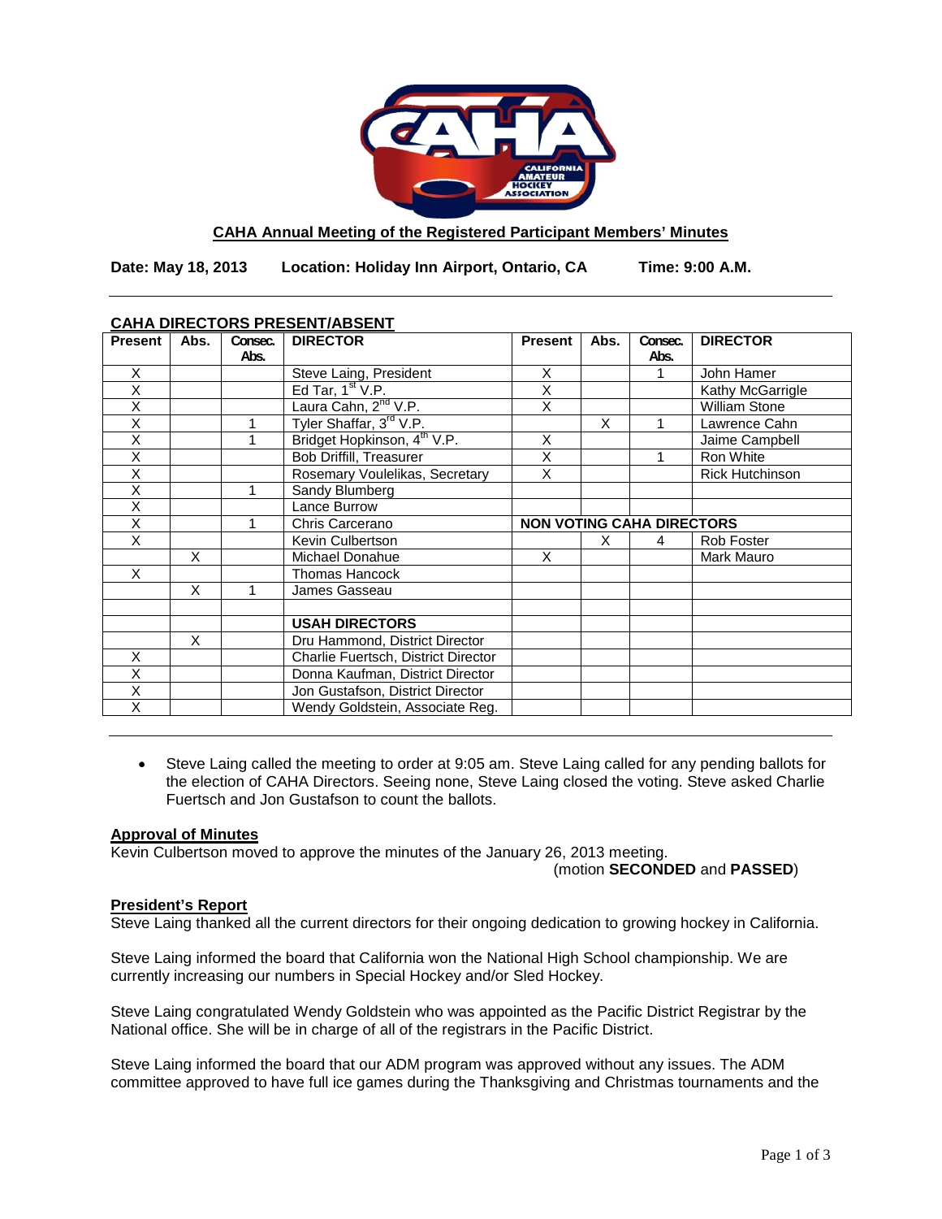## CAHA Annual Meeting of the Registered Participant Members' Minutes

**Date: May 18, 2013 Location: Holiday Inn Airport, Ontario, CA Time: 9:00 A.M.**

---

### CAHA DIRECTORS PRESENT/ABSENT

| Present | Abs. | Consec. Abs. | DIRECTOR | Present | Abs. | Consec. Abs. | DIRECTOR |
|---|---|---|---|---|---|---|---|
| X | | | Steve Laing, President | X | | 1 | John Hamer |
| X | | | Ed Tar, 1st V.P. | X | | | Kathy McGarrigle |
| X | | | Laura Cahn, 2nd V.P. | X | | | William Stone |
| X | | 1 | Tyler Shaffar, 3rd V.P. | | X | 1 | Lawrence Cahn |
| X | | 1 | Bridget Hopkinson, 4th V.P. | X | | | Jaime Campbell |
| X | | | Bob Driffill, Treasurer | X | | 1 | Ron White |
| X | | | Rosemary Voulelikas, Secretary | X | | | Rick Hutchinson |
| X | | 1 | Sandy Blumberg | | | | |
| X | | | Lance Burrow | | | | |
| X | | 1 | Chris Carcerano | **NON VOTING CAHA DIRECTORS** | | | |
| X | | | Kevin Culbertson | | X | 4 | Rob Foster |
| | X | | Michael Donahue | X | | | Mark Mauro |
| X | | | Thomas Hancock | | | | |
| | X | 1 | James Gasseau | | | | |
| | | | | | | | |
| | | | **USAH DIRECTORS** | | | | |
| | X | | Dru Hammond, District Director | | | | |
| X | | | Charlie Fuertsch, District Director | | | | |
| X | | | Donna Kaufman, District Director | | | | |
| X | | | Jon Gustafson, District Director | | | | |
| X | | | Wendy Goldstein, Associate Reg. | | | | |

---

- Steve Laing called the meeting to order at 9:05 am. Steve Laing called for any pending ballots for the election of CAHA Directors. Seeing none, Steve Laing closed the voting. Steve asked Charlie Fuertsch and Jon Gustafson to count the ballots.

**Approval of Minutes**

Kevin Culbertson moved to approve the minutes of the January 26, 2013 meeting.
(motion **SECONDED** and **PASSED**)

**President's Report**

Steve Laing thanked all the current directors for their ongoing dedication to growing hockey in California.

Steve Laing informed the board that California won the National High School championship. We are currently increasing our numbers in Special Hockey and/or Sled Hockey.

Steve Laing congratulated Wendy Goldstein who was appointed as the Pacific District Registrar by the National office. She will be in charge of all of the registrars in the Pacific District.

Steve Laing informed the board that our ADM program was approved without any issues. The ADM committee approved to have full ice games during the Thanksgiving and Christmas tournaments and the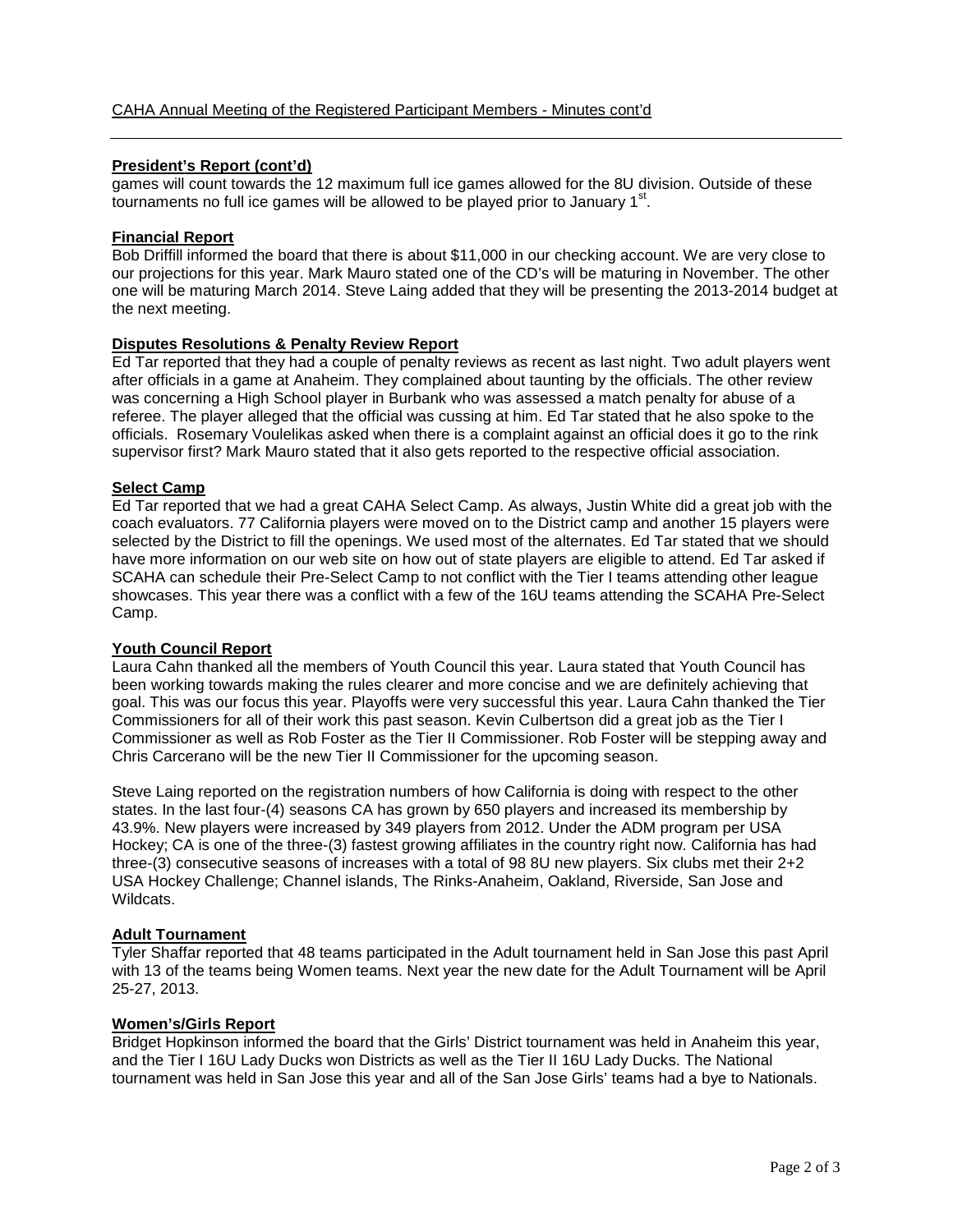CAHA Annual Meeting of the Registered Participant Members - Minutes cont'd

**President's Report (cont'd)**

games will count towards the 12 maximum full ice games allowed for the 8U division. Outside of these tournaments no full ice games will be allowed to be played prior to January 1st.

**Financial Report**

Bob Driffill informed the board that there is about $11,000 in our checking account. We are very close to our projections for this year. Mark Mauro stated one of the CD's will be maturing in November. The other one will be maturing March 2014. Steve Laing added that they will be presenting the 2013-2014 budget at the next meeting.

**Disputes Resolutions & Penalty Review Report**

Ed Tar reported that they had a couple of penalty reviews as recent as last night. Two adult players went after officials in a game at Anaheim. They complained about taunting by the officials. The other review was concerning a High School player in Burbank who was assessed a match penalty for abuse of a referee. The player alleged that the official was cussing at him. Ed Tar stated that he also spoke to the officials. Rosemary Voulelikas asked when there is a complaint against an official does it go to the rink supervisor first? Mark Mauro stated that it also gets reported to the respective official association.

**Select Camp**

Ed Tar reported that we had a great CAHA Select Camp. As always, Justin White did a great job with the coach evaluators. 77 California players were moved on to the District camp and another 15 players were selected by the District to fill the openings. We used most of the alternates. Ed Tar stated that we should have more information on our web site on how out of state players are eligible to attend. Ed Tar asked if SCAHA can schedule their Pre-Select Camp to not conflict with the Tier I teams attending other league showcases. This year there was a conflict with a few of the 16U teams attending the SCAHA Pre-Select Camp.

**Youth Council Report**

Laura Cahn thanked all the members of Youth Council this year. Laura stated that Youth Council has been working towards making the rules clearer and more concise and we are definitely achieving that goal. This was our focus this year. Playoffs were very successful this year. Laura Cahn thanked the Tier Commissioners for all of their work this past season. Kevin Culbertson did a great job as the Tier I Commissioner as well as Rob Foster as the Tier II Commissioner. Rob Foster will be stepping away and Chris Carcerano will be the new Tier II Commissioner for the upcoming season.

Steve Laing reported on the registration numbers of how California is doing with respect to the other states. In the last four-(4) seasons CA has grown by 650 players and increased its membership by 43.9%. New players were increased by 349 players from 2012. Under the ADM program per USA Hockey; CA is one of the three-(3) fastest growing affiliates in the country right now. California has had three-(3) consecutive seasons of increases with a total of 98 8U new players. Six clubs met their 2+2 USA Hockey Challenge; Channel islands, The Rinks-Anaheim, Oakland, Riverside, San Jose and Wildcats.

**Adult Tournament**

Tyler Shaffar reported that 48 teams participated in the Adult tournament held in San Jose this past April with 13 of the teams being Women teams. Next year the new date for the Adult Tournament will be April 25-27, 2013.

**Women's/Girls Report**

Bridget Hopkinson informed the board that the Girls' District tournament was held in Anaheim this year, and the Tier I 16U Lady Ducks won Districts as well as the Tier II 16U Lady Ducks. The National tournament was held in San Jose this year and all of the San Jose Girls' teams had a bye to Nationals.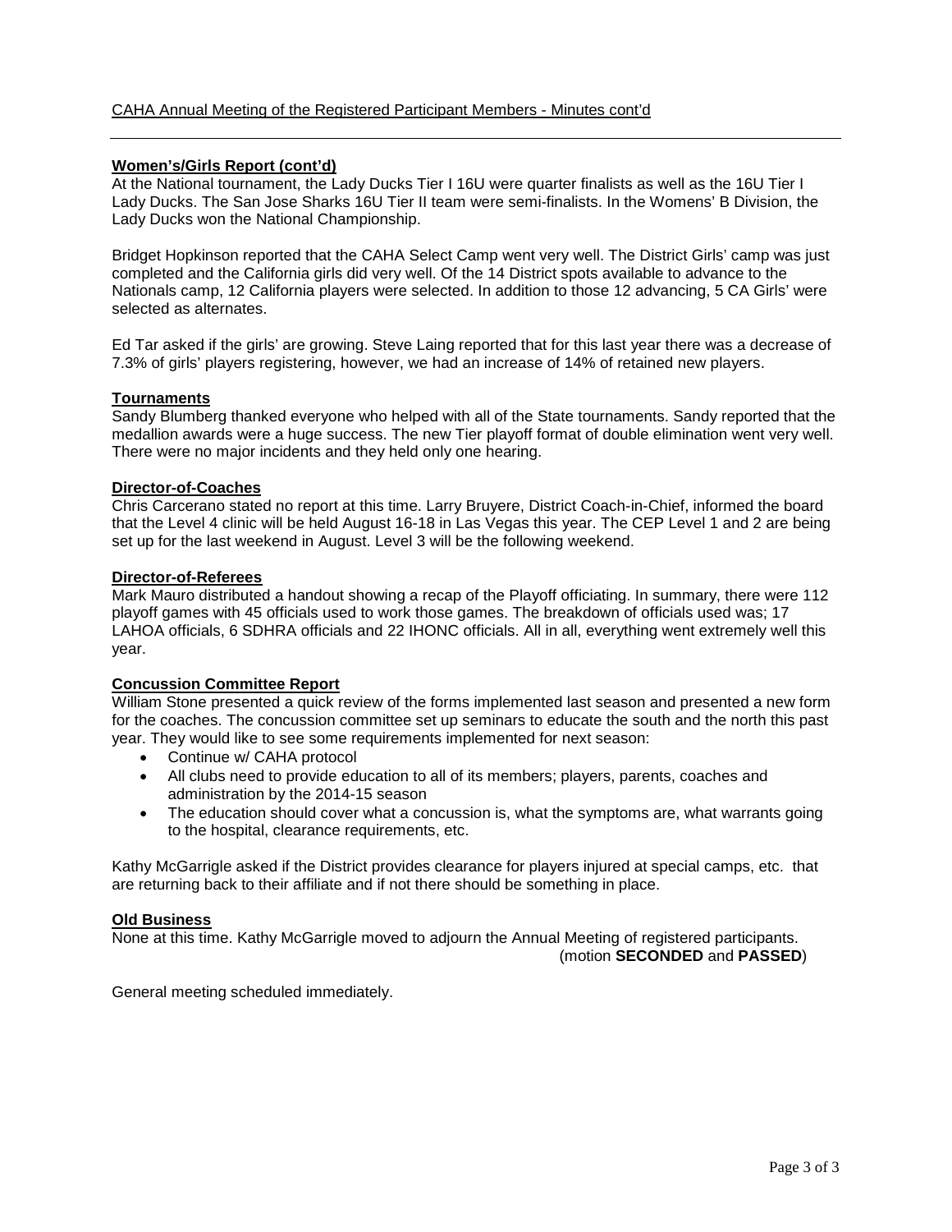**Women's/Girls Report (cont'd)**

At the National tournament, the Lady Ducks Tier I 16U were quarter finalists as well as the 16U Tier I Lady Ducks. The San Jose Sharks 16U Tier II team were semi-finalists. In the Womens' B Division, the Lady Ducks won the National Championship.

Bridget Hopkinson reported that the CAHA Select Camp went very well. The District Girls' camp was just completed and the California girls did very well. Of the 14 District spots available to advance to the Nationals camp, 12 California players were selected. In addition to those 12 advancing, 5 CA Girls' were selected as alternates.

Ed Tar asked if the girls' are growing. Steve Laing reported that for this last year there was a decrease of 7.3% of girls' players registering, however, we had an increase of 14% of retained new players.

**Tournaments**

Sandy Blumberg thanked everyone who helped with all of the State tournaments. Sandy reported that the medallion awards were a huge success. The new Tier playoff format of double elimination went very well. There were no major incidents and they held only one hearing.

**Director-of-Coaches**

Chris Carcerano stated no report at this time. Larry Bruyere, District Coach-in-Chief, informed the board that the Level 4 clinic will be held August 16-18 in Las Vegas this year. The CEP Level 1 and 2 are being set up for the last weekend in August. Level 3 will be the following weekend.

**Director-of-Referees**

Mark Mauro distributed a handout showing a recap of the Playoff officiating. In summary, there were 112 playoff games with 45 officials used to work those games. The breakdown of officials used was; 17 LAHOA officials, 6 SDHRA officials and 22 IHONC officials. All in all, everything went extremely well this year.

**Concussion Committee Report**

William Stone presented a quick review of the forms implemented last season and presented a new form for the coaches. The concussion committee set up seminars to educate the south and the north this past year. They would like to see some requirements implemented for next season:

- Continue w/ CAHA protocol
- All clubs need to provide education to all of its members; players, parents, coaches and administration by the 2014-15 season
- The education should cover what a concussion is, what the symptoms are, what warrants going to the hospital, clearance requirements, etc.

Kathy McGarrigle asked if the District provides clearance for players injured at special camps, etc. that are returning back to their affiliate and if not there should be something in place.

**Old Business**

None at this time. Kathy McGarrigle moved to adjourn the Annual Meeting of registered participants.
(motion **SECONDED** and **PASSED**)

General meeting scheduled immediately.